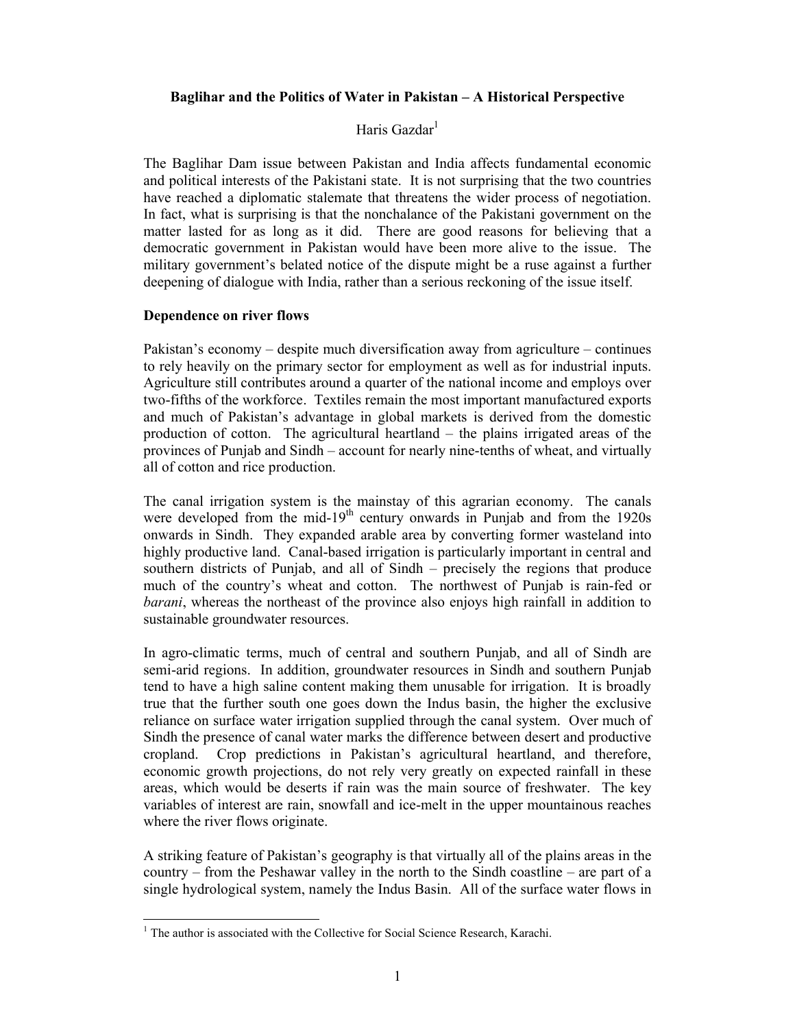**Baglihar and the Politics of Water in Pakistan – A Historical Perspective**

Haris Gazdar[1]

The Baglihar Dam issue between Pakistan and India affects fundamental economic and political interests of the Pakistani state. It is not surprising that the two countries have reached a diplomatic stalemate that threatens the wider process of negotiation. In fact, what is surprising is that the nonchalance of the Pakistani government on the matter lasted for as long as it did. There are good reasons for believing that a democratic government in Pakistan would have been more alive to the issue. The military government's belated notice of the dispute might be a ruse against a further deepening of dialogue with India, rather than a serious reckoning of the issue itself.

**Dependence on river flows**

Pakistan's economy – despite much diversification away from agriculture – continues to rely heavily on the primary sector for employment as well as for industrial inputs. Agriculture still contributes around a quarter of the national income and employs over two-fifths of the workforce. Textiles remain the most important manufactured exports and much of Pakistan's advantage in global markets is derived from the domestic production of cotton. The agricultural heartland – the plains irrigated areas of the provinces of Punjab and Sindh – account for nearly nine-tenths of wheat, and virtually all of cotton and rice production.

The canal irrigation system is the mainstay of this agrarian economy. The canals were developed from the mid-19th century onwards in Punjab and from the 1920s onwards in Sindh. They expanded arable area by converting former wasteland into highly productive land. Canal-based irrigation is particularly important in central and southern districts of Punjab, and all of Sindh – precisely the regions that produce much of the country's wheat and cotton. The northwest of Punjab is rain-fed or *barani*, whereas the northeast of the province also enjoys high rainfall in addition to sustainable groundwater resources.

In agro-climatic terms, much of central and southern Punjab, and all of Sindh are semi-arid regions. In addition, groundwater resources in Sindh and southern Punjab tend to have a high saline content making them unusable for irrigation. It is broadly true that the further south one goes down the Indus basin, the higher the exclusive reliance on surface water irrigation supplied through the canal system. Over much of Sindh the presence of canal water marks the difference between desert and productive cropland. Crop predictions in Pakistan's agricultural heartland, and therefore, economic growth projections, do not rely very greatly on expected rainfall in these areas, which would be deserts if rain was the main source of freshwater. The key variables of interest are rain, snowfall and ice-melt in the upper mountainous reaches where the river flows originate.

A striking feature of Pakistan's geography is that virtually all of the plains areas in the country – from the Peshawar valley in the north to the Sindh coastline – are part of a single hydrological system, namely the Indus Basin. All of the surface water flows in

[1] The author is associated with the Collective for Social Science Research, Karachi.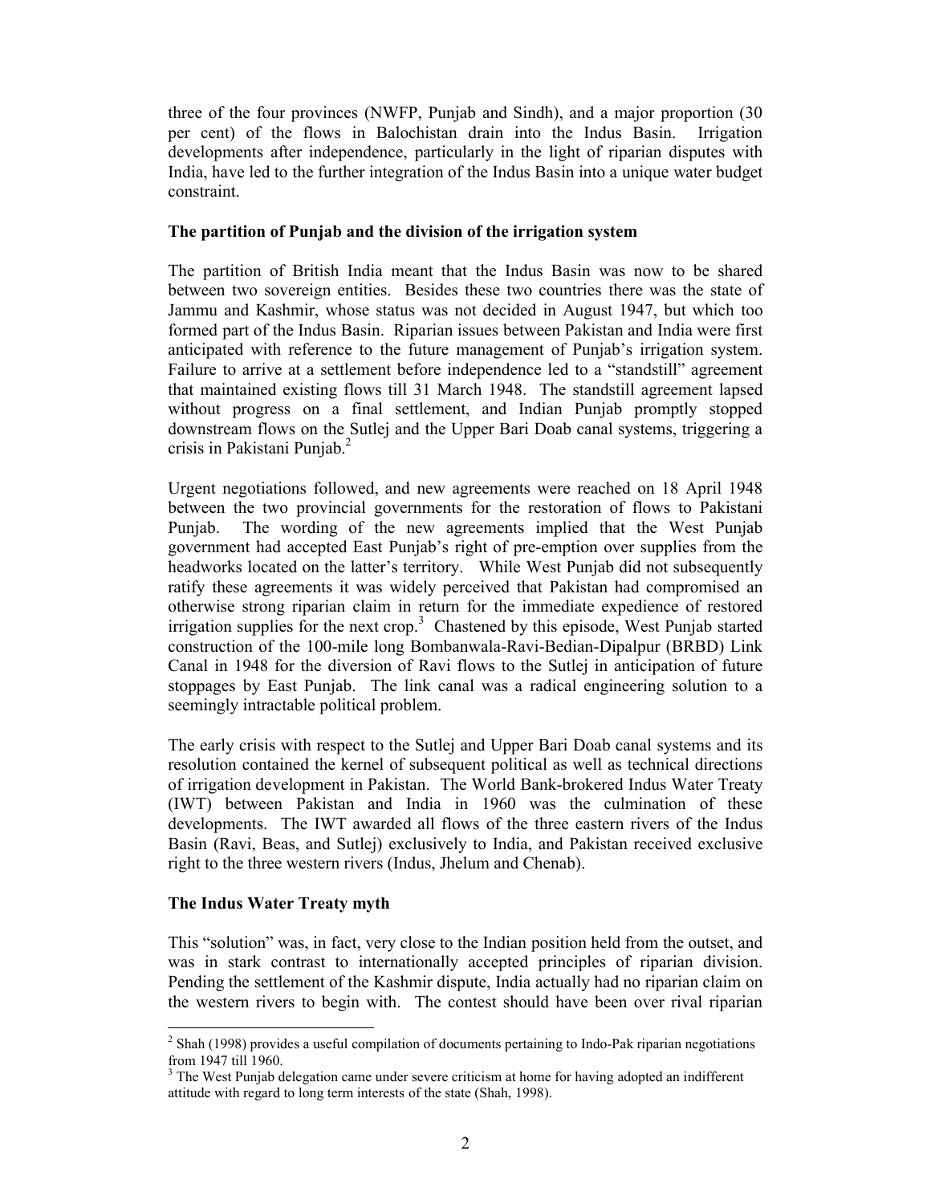three of the four provinces (NWFP, Punjab and Sindh), and a major proportion (30 per cent) of the flows in Balochistan drain into the Indus Basin. Irrigation developments after independence, particularly in the light of riparian disputes with India, have led to the further integration of the Indus Basin into a unique water budget constraint.

**The partition of Punjab and the division of the irrigation system**

The partition of British India meant that the Indus Basin was now to be shared between two sovereign entities. Besides these two countries there was the state of Jammu and Kashmir, whose status was not decided in August 1947, but which too formed part of the Indus Basin. Riparian issues between Pakistan and India were first anticipated with reference to the future management of Punjab's irrigation system. Failure to arrive at a settlement before independence led to a "standstill" agreement that maintained existing flows till 31 March 1948. The standstill agreement lapsed without progress on a final settlement, and Indian Punjab promptly stopped downstream flows on the Sutlej and the Upper Bari Doab canal systems, triggering a crisis in Pakistani Punjab.[2]

Urgent negotiations followed, and new agreements were reached on 18 April 1948 between the two provincial governments for the restoration of flows to Pakistani Punjab. The wording of the new agreements implied that the West Punjab government had accepted East Punjab's right of pre-emption over supplies from the headworks located on the latter's territory. While West Punjab did not subsequently ratify these agreements it was widely perceived that Pakistan had compromised an otherwise strong riparian claim in return for the immediate expedience of restored irrigation supplies for the next crop.[3] Chastened by this episode, West Punjab started construction of the 100-mile long Bombanwala-Ravi-Bedian-Dipalpur (BRBD) Link Canal in 1948 for the diversion of Ravi flows to the Sutlej in anticipation of future stoppages by East Punjab. The link canal was a radical engineering solution to a seemingly intractable political problem.

The early crisis with respect to the Sutlej and Upper Bari Doab canal systems and its resolution contained the kernel of subsequent political as well as technical directions of irrigation development in Pakistan. The World Bank-brokered Indus Water Treaty (IWT) between Pakistan and India in 1960 was the culmination of these developments. The IWT awarded all flows of the three eastern rivers of the Indus Basin (Ravi, Beas, and Sutlej) exclusively to India, and Pakistan received exclusive right to the three western rivers (Indus, Jhelum and Chenab).

**The Indus Water Treaty myth**

This "solution" was, in fact, very close to the Indian position held from the outset, and was in stark contrast to internationally accepted principles of riparian division. Pending the settlement of the Kashmir dispute, India actually had no riparian claim on the western rivers to begin with. The contest should have been over rival riparian

---

[2] Shah (1998) provides a useful compilation of documents pertaining to Indo-Pak riparian negotiations from 1947 till 1960.

[3] The West Punjab delegation came under severe criticism at home for having adopted an indifferent attitude with regard to long term interests of the state (Shah, 1998).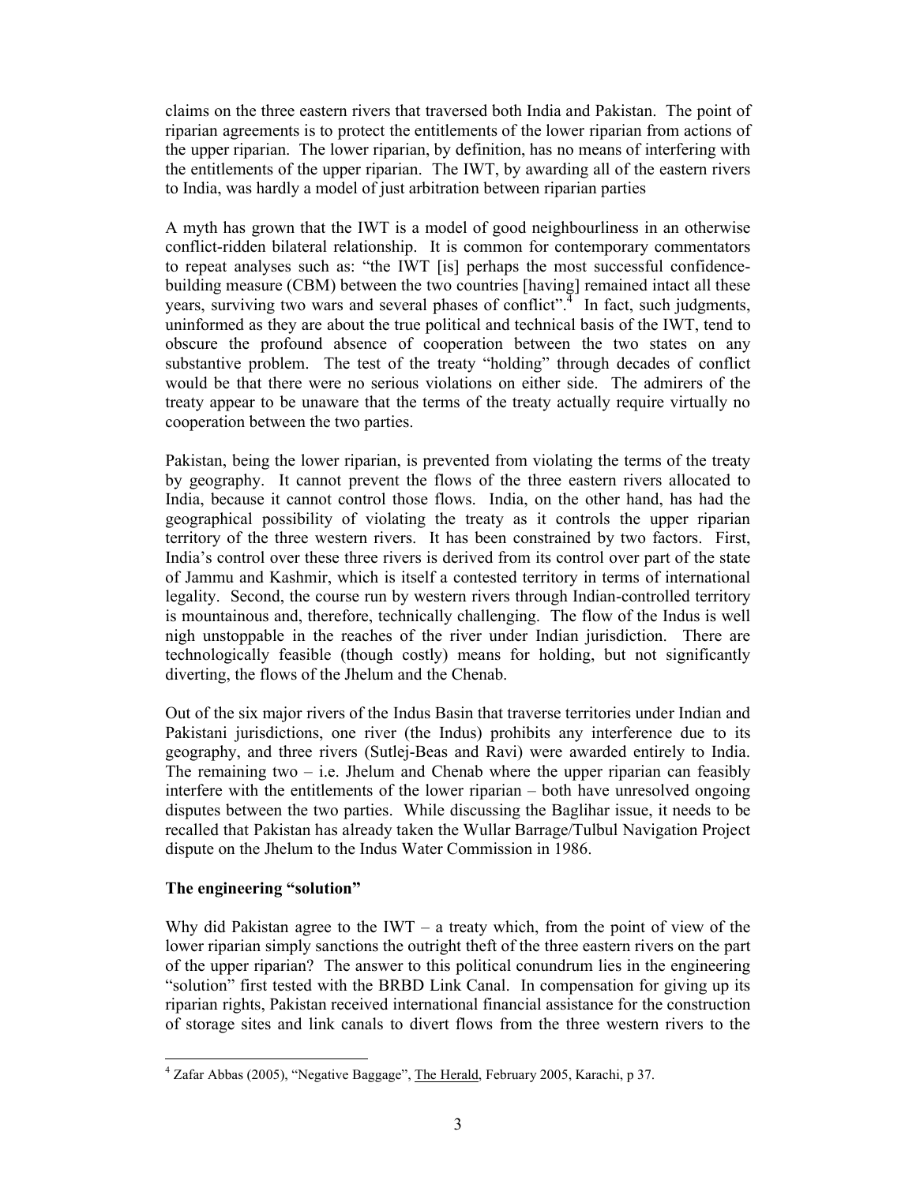claims on the three eastern rivers that traversed both India and Pakistan. The point of riparian agreements is to protect the entitlements of the lower riparian from actions of the upper riparian. The lower riparian, by definition, has no means of interfering with the entitlements of the upper riparian. The IWT, by awarding all of the eastern rivers to India, was hardly a model of just arbitration between riparian parties

A myth has grown that the IWT is a model of good neighbourliness in an otherwise conflict-ridden bilateral relationship. It is common for contemporary commentators to repeat analyses such as: "the IWT [is] perhaps the most successful confidence-building measure (CBM) between the two countries [having] remained intact all these years, surviving two wars and several phases of conflict".[4] In fact, such judgments, uninformed as they are about the true political and technical basis of the IWT, tend to obscure the profound absence of cooperation between the two states on any substantive problem. The test of the treaty "holding" through decades of conflict would be that there were no serious violations on either side. The admirers of the treaty appear to be unaware that the terms of the treaty actually require virtually no cooperation between the two parties.

Pakistan, being the lower riparian, is prevented from violating the terms of the treaty by geography. It cannot prevent the flows of the three eastern rivers allocated to India, because it cannot control those flows. India, on the other hand, has had the geographical possibility of violating the treaty as it controls the upper riparian territory of the three western rivers. It has been constrained by two factors. First, India's control over these three rivers is derived from its control over part of the state of Jammu and Kashmir, which is itself a contested territory in terms of international legality. Second, the course run by western rivers through Indian-controlled territory is mountainous and, therefore, technically challenging. The flow of the Indus is well nigh unstoppable in the reaches of the river under Indian jurisdiction. There are technologically feasible (though costly) means for holding, but not significantly diverting, the flows of the Jhelum and the Chenab.

Out of the six major rivers of the Indus Basin that traverse territories under Indian and Pakistani jurisdictions, one river (the Indus) prohibits any interference due to its geography, and three rivers (Sutlej-Beas and Ravi) were awarded entirely to India. The remaining two – i.e. Jhelum and Chenab where the upper riparian can feasibly interfere with the entitlements of the lower riparian – both have unresolved ongoing disputes between the two parties. While discussing the Baglihar issue, it needs to be recalled that Pakistan has already taken the Wullar Barrage/Tulbul Navigation Project dispute on the Jhelum to the Indus Water Commission in 1986.

**The engineering "solution"**

Why did Pakistan agree to the IWT – a treaty which, from the point of view of the lower riparian simply sanctions the outright theft of the three eastern rivers on the part of the upper riparian? The answer to this political conundrum lies in the engineering "solution" first tested with the BRBD Link Canal. In compensation for giving up its riparian rights, Pakistan received international financial assistance for the construction of storage sites and link canals to divert flows from the three western rivers to the

[4] Zafar Abbas (2005), "Negative Baggage", The Herald, February 2005, Karachi, p 37.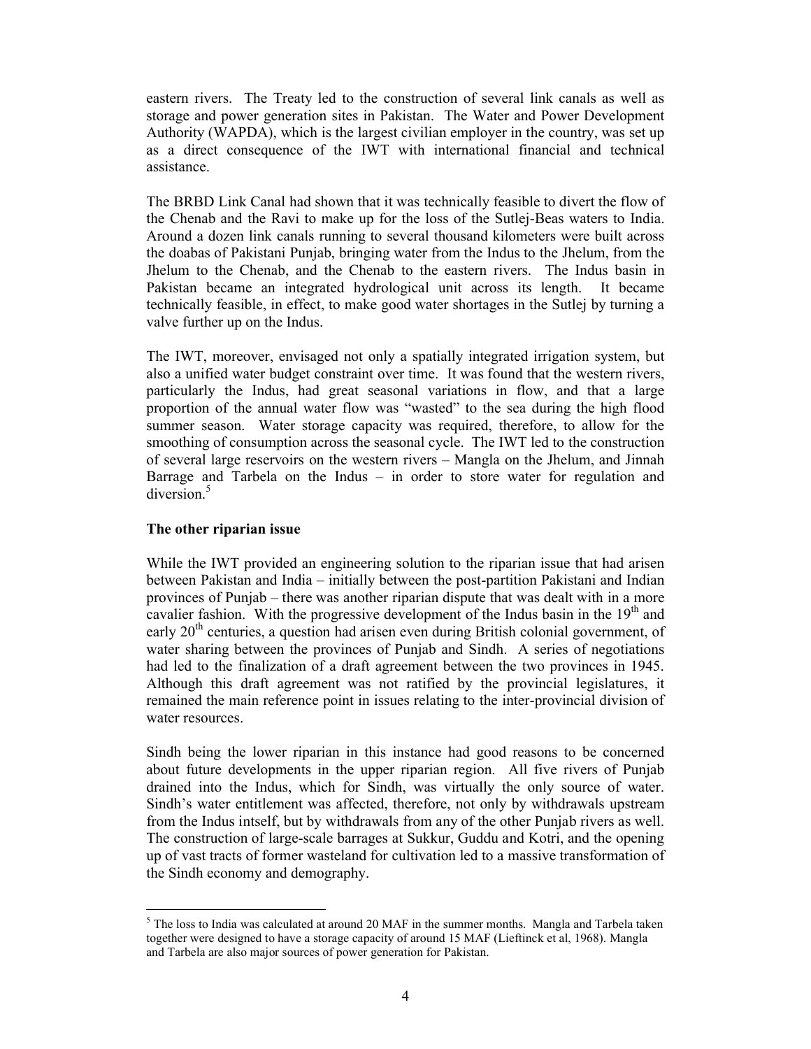eastern rivers. The Treaty led to the construction of several link canals as well as storage and power generation sites in Pakistan. The Water and Power Development Authority (WAPDA), which is the largest civilian employer in the country, was set up as a direct consequence of the IWT with international financial and technical assistance.

The BRBD Link Canal had shown that it was technically feasible to divert the flow of the Chenab and the Ravi to make up for the loss of the Sutlej-Beas waters to India. Around a dozen link canals running to several thousand kilometers were built across the doabas of Pakistani Punjab, bringing water from the Indus to the Jhelum, from the Jhelum to the Chenab, and the Chenab to the eastern rivers. The Indus basin in Pakistan became an integrated hydrological unit across its length. It became technically feasible, in effect, to make good water shortages in the Sutlej by turning a valve further up on the Indus.

The IWT, moreover, envisaged not only a spatially integrated irrigation system, but also a unified water budget constraint over time. It was found that the western rivers, particularly the Indus, had great seasonal variations in flow, and that a large proportion of the annual water flow was "wasted" to the sea during the high flood summer season. Water storage capacity was required, therefore, to allow for the smoothing of consumption across the seasonal cycle. The IWT led to the construction of several large reservoirs on the western rivers – Mangla on the Jhelum, and Jinnah Barrage and Tarbela on the Indus – in order to store water for regulation and diversion.[5]

**The other riparian issue**

While the IWT provided an engineering solution to the riparian issue that had arisen between Pakistan and India – initially between the post-partition Pakistani and Indian provinces of Punjab – there was another riparian dispute that was dealt with in a more cavalier fashion. With the progressive development of the Indus basin in the 19th and early 20th centuries, a question had arisen even during British colonial government, of water sharing between the provinces of Punjab and Sindh. A series of negotiations had led to the finalization of a draft agreement between the two provinces in 1945. Although this draft agreement was not ratified by the provincial legislatures, it remained the main reference point in issues relating to the inter-provincial division of water resources.

Sindh being the lower riparian in this instance had good reasons to be concerned about future developments in the upper riparian region. All five rivers of Punjab drained into the Indus, which for Sindh, was virtually the only source of water. Sindh's water entitlement was affected, therefore, not only by withdrawals upstream from the Indus intself, but by withdrawals from any of the other Punjab rivers as well. The construction of large-scale barrages at Sukkur, Guddu and Kotri, and the opening up of vast tracts of former wasteland for cultivation led to a massive transformation of the Sindh economy and demography.

[5] The loss to India was calculated at around 20 MAF in the summer months. Mangla and Tarbela taken together were designed to have a storage capacity of around 15 MAF (Lieftinck et al, 1968). Mangla and Tarbela are also major sources of power generation for Pakistan.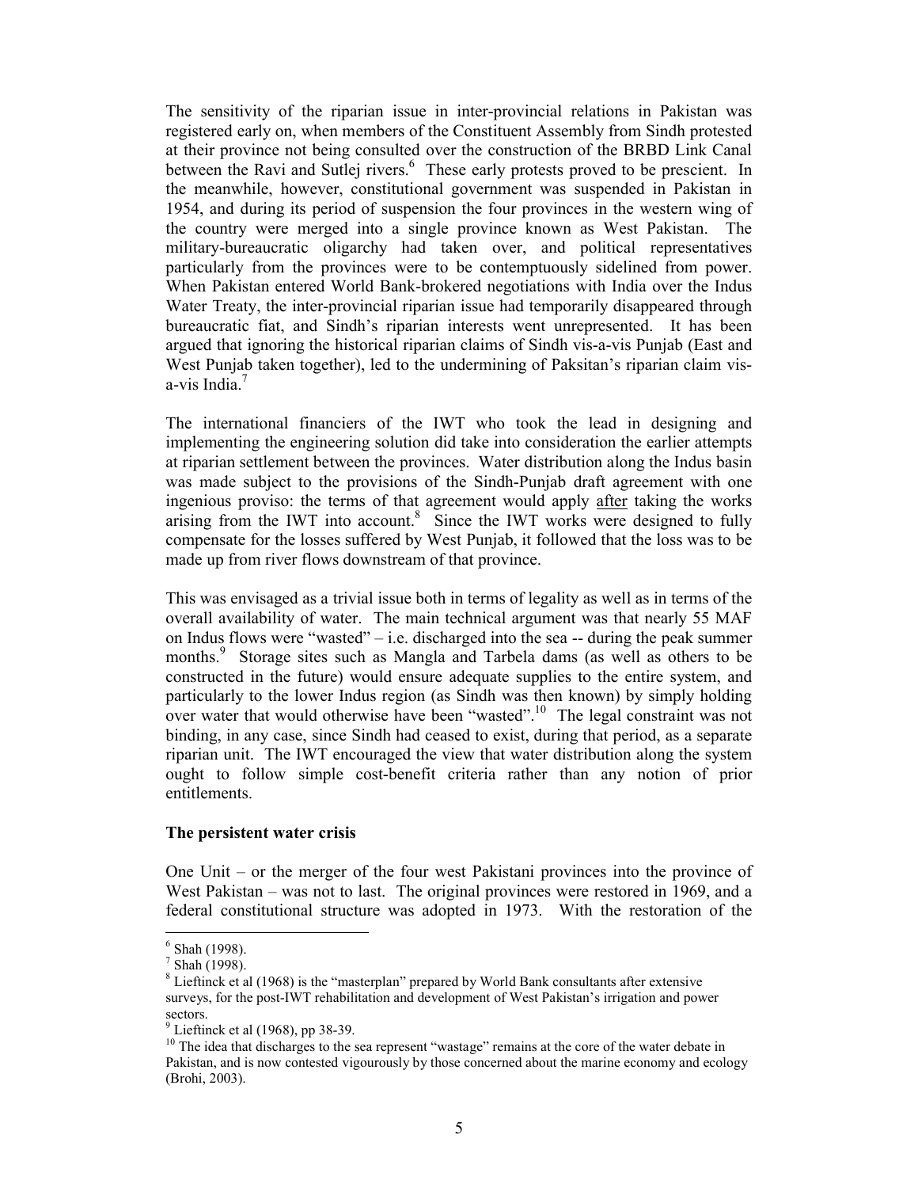The sensitivity of the riparian issue in inter-provincial relations in Pakistan was registered early on, when members of the Constituent Assembly from Sindh protested at their province not being consulted over the construction of the BRBD Link Canal between the Ravi and Sutlej rivers.[6] These early protests proved to be prescient. In the meanwhile, however, constitutional government was suspended in Pakistan in 1954, and during its period of suspension the four provinces in the western wing of the country were merged into a single province known as West Pakistan. The military-bureaucratic oligarchy had taken over, and political representatives particularly from the provinces were to be contemptuously sidelined from power. When Pakistan entered World Bank-brokered negotiations with India over the Indus Water Treaty, the inter-provincial riparian issue had temporarily disappeared through bureaucratic fiat, and Sindh's riparian interests went unrepresented. It has been argued that ignoring the historical riparian claims of Sindh vis-a-vis Punjab (East and West Punjab taken together), led to the undermining of Paksitan's riparian claim vis-a-vis India.[7]

The international financiers of the IWT who took the lead in designing and implementing the engineering solution did take into consideration the earlier attempts at riparian settlement between the provinces. Water distribution along the Indus basin was made subject to the provisions of the Sindh-Punjab draft agreement with one ingenious proviso: the terms of that agreement would apply <u>after</u> taking the works arising from the IWT into account.[8] Since the IWT works were designed to fully compensate for the losses suffered by West Punjab, it followed that the loss was to be made up from river flows downstream of that province.

This was envisaged as a trivial issue both in terms of legality as well as in terms of the overall availability of water. The main technical argument was that nearly 55 MAF on Indus flows were "wasted" – i.e. discharged into the sea -- during the peak summer months.[9] Storage sites such as Mangla and Tarbela dams (as well as others to be constructed in the future) would ensure adequate supplies to the entire system, and particularly to the lower Indus region (as Sindh was then known) by simply holding over water that would otherwise have been "wasted".[10] The legal constraint was not binding, in any case, since Sindh had ceased to exist, during that period, as a separate riparian unit. The IWT encouraged the view that water distribution along the system ought to follow simple cost-benefit criteria rather than any notion of prior entitlements.

**The persistent water crisis**

One Unit – or the merger of the four west Pakistani provinces into the province of West Pakistan – was not to last. The original provinces were restored in 1969, and a federal constitutional structure was adopted in 1973. With the restoration of the

---

[6] Shah (1998).

[7] Shah (1998).

[8] Lieftinck et al (1968) is the "masterplan" prepared by World Bank consultants after extensive surveys, for the post-IWT rehabilitation and development of West Pakistan's irrigation and power sectors.

[9] Lieftinck et al (1968), pp 38-39.

[10] The idea that discharges to the sea represent "wastage" remains at the core of the water debate in Pakistan, and is now contested vigourously by those concerned about the marine economy and ecology (Brohi, 2003).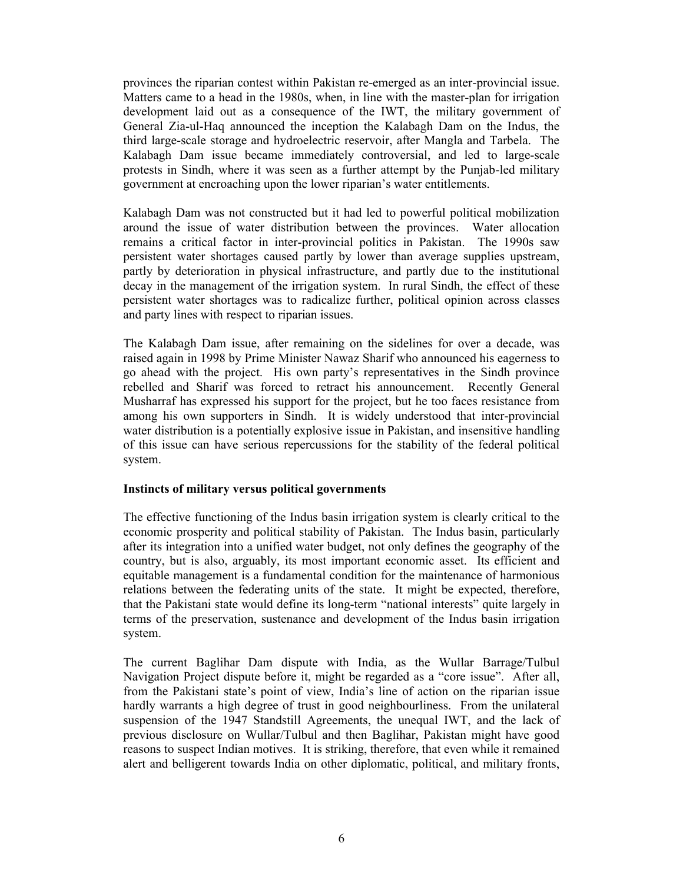provinces the riparian contest within Pakistan re-emerged as an inter-provincial issue. Matters came to a head in the 1980s, when, in line with the master-plan for irrigation development laid out as a consequence of the IWT, the military government of General Zia-ul-Haq announced the inception the Kalabagh Dam on the Indus, the third large-scale storage and hydroelectric reservoir, after Mangla and Tarbela. The Kalabagh Dam issue became immediately controversial, and led to large-scale protests in Sindh, where it was seen as a further attempt by the Punjab-led military government at encroaching upon the lower riparian's water entitlements.

Kalabagh Dam was not constructed but it had led to powerful political mobilization around the issue of water distribution between the provinces. Water allocation remains a critical factor in inter-provincial politics in Pakistan. The 1990s saw persistent water shortages caused partly by lower than average supplies upstream, partly by deterioration in physical infrastructure, and partly due to the institutional decay in the management of the irrigation system. In rural Sindh, the effect of these persistent water shortages was to radicalize further, political opinion across classes and party lines with respect to riparian issues.

The Kalabagh Dam issue, after remaining on the sidelines for over a decade, was raised again in 1998 by Prime Minister Nawaz Sharif who announced his eagerness to go ahead with the project. His own party's representatives in the Sindh province rebelled and Sharif was forced to retract his announcement. Recently General Musharraf has expressed his support for the project, but he too faces resistance from among his own supporters in Sindh. It is widely understood that inter-provincial water distribution is a potentially explosive issue in Pakistan, and insensitive handling of this issue can have serious repercussions for the stability of the federal political system.

**Instincts of military versus political governments**

The effective functioning of the Indus basin irrigation system is clearly critical to the economic prosperity and political stability of Pakistan. The Indus basin, particularly after its integration into a unified water budget, not only defines the geography of the country, but is also, arguably, its most important economic asset. Its efficient and equitable management is a fundamental condition for the maintenance of harmonious relations between the federating units of the state. It might be expected, therefore, that the Pakistani state would define its long-term "national interests" quite largely in terms of the preservation, sustenance and development of the Indus basin irrigation system.

The current Baglihar Dam dispute with India, as the Wullar Barrage/Tulbul Navigation Project dispute before it, might be regarded as a "core issue". After all, from the Pakistani state's point of view, India's line of action on the riparian issue hardly warrants a high degree of trust in good neighbourliness. From the unilateral suspension of the 1947 Standstill Agreements, the unequal IWT, and the lack of previous disclosure on Wullar/Tulbul and then Baglihar, Pakistan might have good reasons to suspect Indian motives. It is striking, therefore, that even while it remained alert and belligerent towards India on other diplomatic, political, and military fronts,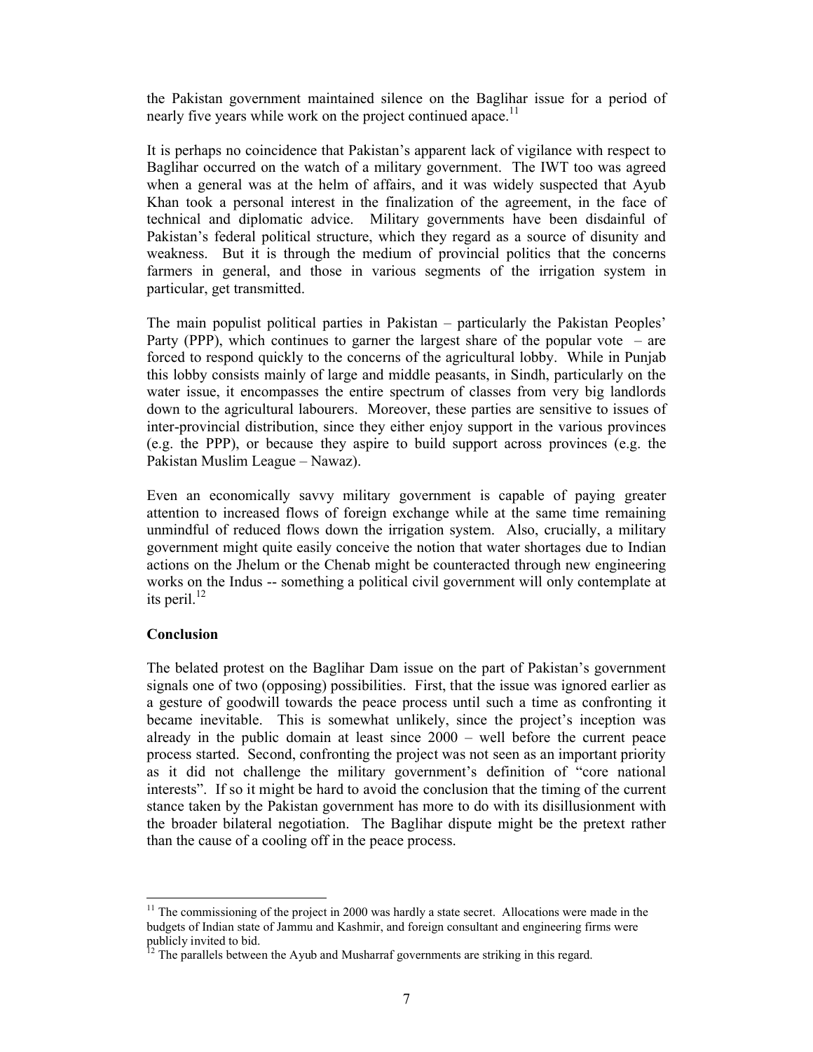the Pakistan government maintained silence on the Baglihar issue for a period of nearly five years while work on the project continued apace.[11]

It is perhaps no coincidence that Pakistan's apparent lack of vigilance with respect to Baglihar occurred on the watch of a military government. The IWT too was agreed when a general was at the helm of affairs, and it was widely suspected that Ayub Khan took a personal interest in the finalization of the agreement, in the face of technical and diplomatic advice. Military governments have been disdainful of Pakistan's federal political structure, which they regard as a source of disunity and weakness. But it is through the medium of provincial politics that the concerns farmers in general, and those in various segments of the irrigation system in particular, get transmitted.

The main populist political parties in Pakistan – particularly the Pakistan Peoples' Party (PPP), which continues to garner the largest share of the popular vote – are forced to respond quickly to the concerns of the agricultural lobby. While in Punjab this lobby consists mainly of large and middle peasants, in Sindh, particularly on the water issue, it encompasses the entire spectrum of classes from very big landlords down to the agricultural labourers. Moreover, these parties are sensitive to issues of inter-provincial distribution, since they either enjoy support in the various provinces (e.g. the PPP), or because they aspire to build support across provinces (e.g. the Pakistan Muslim League – Nawaz).

Even an economically savvy military government is capable of paying greater attention to increased flows of foreign exchange while at the same time remaining unmindful of reduced flows down the irrigation system. Also, crucially, a military government might quite easily conceive the notion that water shortages due to Indian actions on the Jhelum or the Chenab might be counteracted through new engineering works on the Indus -- something a political civil government will only contemplate at its peril.[12]

**Conclusion**

The belated protest on the Baglihar Dam issue on the part of Pakistan's government signals one of two (opposing) possibilities. First, that the issue was ignored earlier as a gesture of goodwill towards the peace process until such a time as confronting it became inevitable. This is somewhat unlikely, since the project's inception was already in the public domain at least since 2000 – well before the current peace process started. Second, confronting the project was not seen as an important priority as it did not challenge the military government's definition of "core national interests". If so it might be hard to avoid the conclusion that the timing of the current stance taken by the Pakistan government has more to do with its disillusionment with the broader bilateral negotiation. The Baglihar dispute might be the pretext rather than the cause of a cooling off in the peace process.

---

[11] The commissioning of the project in 2000 was hardly a state secret. Allocations were made in the budgets of Indian state of Jammu and Kashmir, and foreign consultant and engineering firms were publicly invited to bid.

[12] The parallels between the Ayub and Musharraf governments are striking in this regard.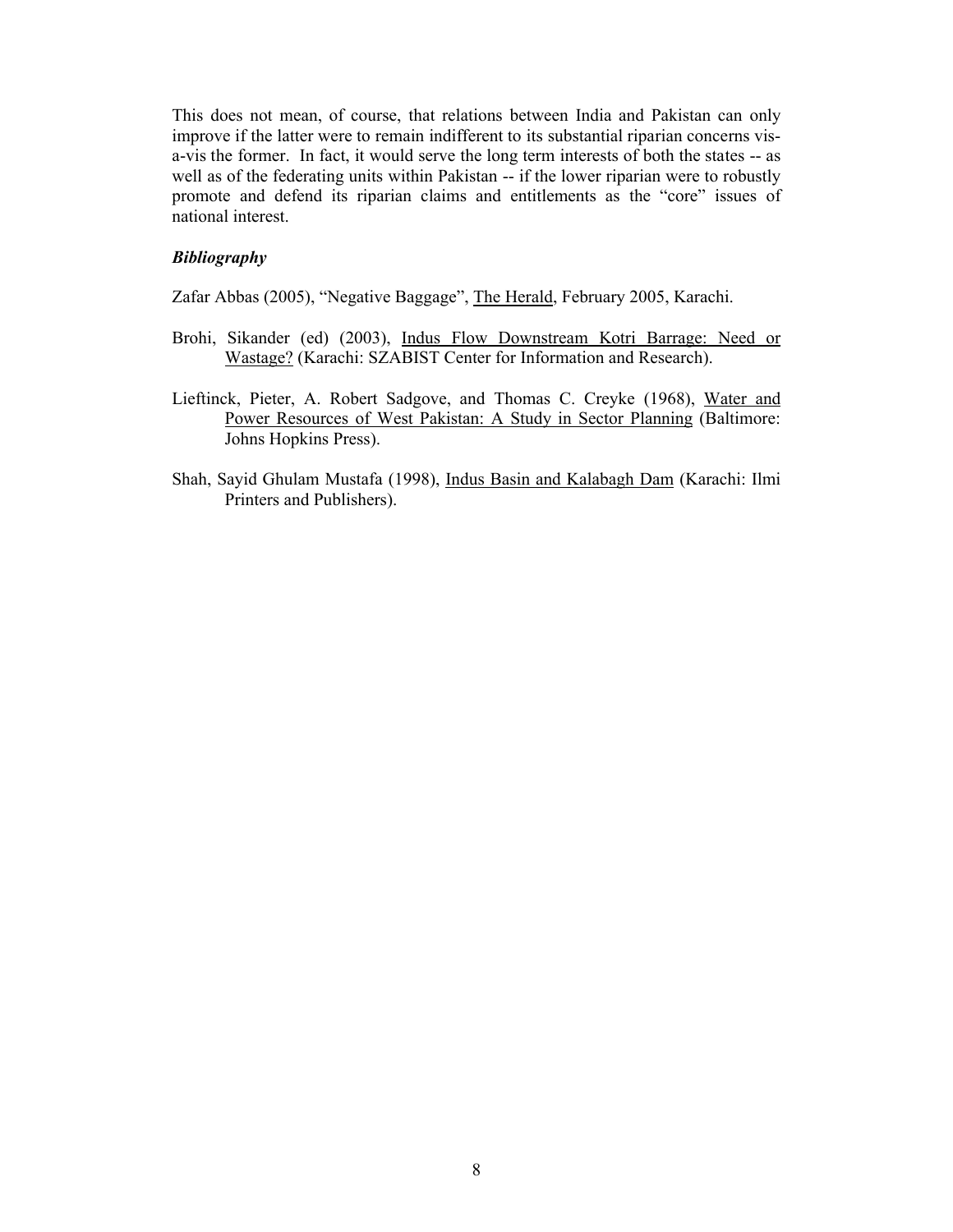This does not mean, of course, that relations between India and Pakistan can only improve if the latter were to remain indifferent to its substantial riparian concerns vis-a-vis the former. In fact, it would serve the long term interests of both the states -- as well as of the federating units within Pakistan -- if the lower riparian were to robustly promote and defend its riparian claims and entitlements as the "core" issues of national interest.

***Bibliography***

Zafar Abbas (2005), "Negative Baggage", The Herald, February 2005, Karachi.

Brohi, Sikander (ed) (2003), Indus Flow Downstream Kotri Barrage: Need or Wastage? (Karachi: SZABIST Center for Information and Research).

Lieftinck, Pieter, A. Robert Sadgove, and Thomas C. Creyke (1968), Water and Power Resources of West Pakistan: A Study in Sector Planning (Baltimore: Johns Hopkins Press).

Shah, Sayid Ghulam Mustafa (1998), Indus Basin and Kalabagh Dam (Karachi: Ilmi Printers and Publishers).